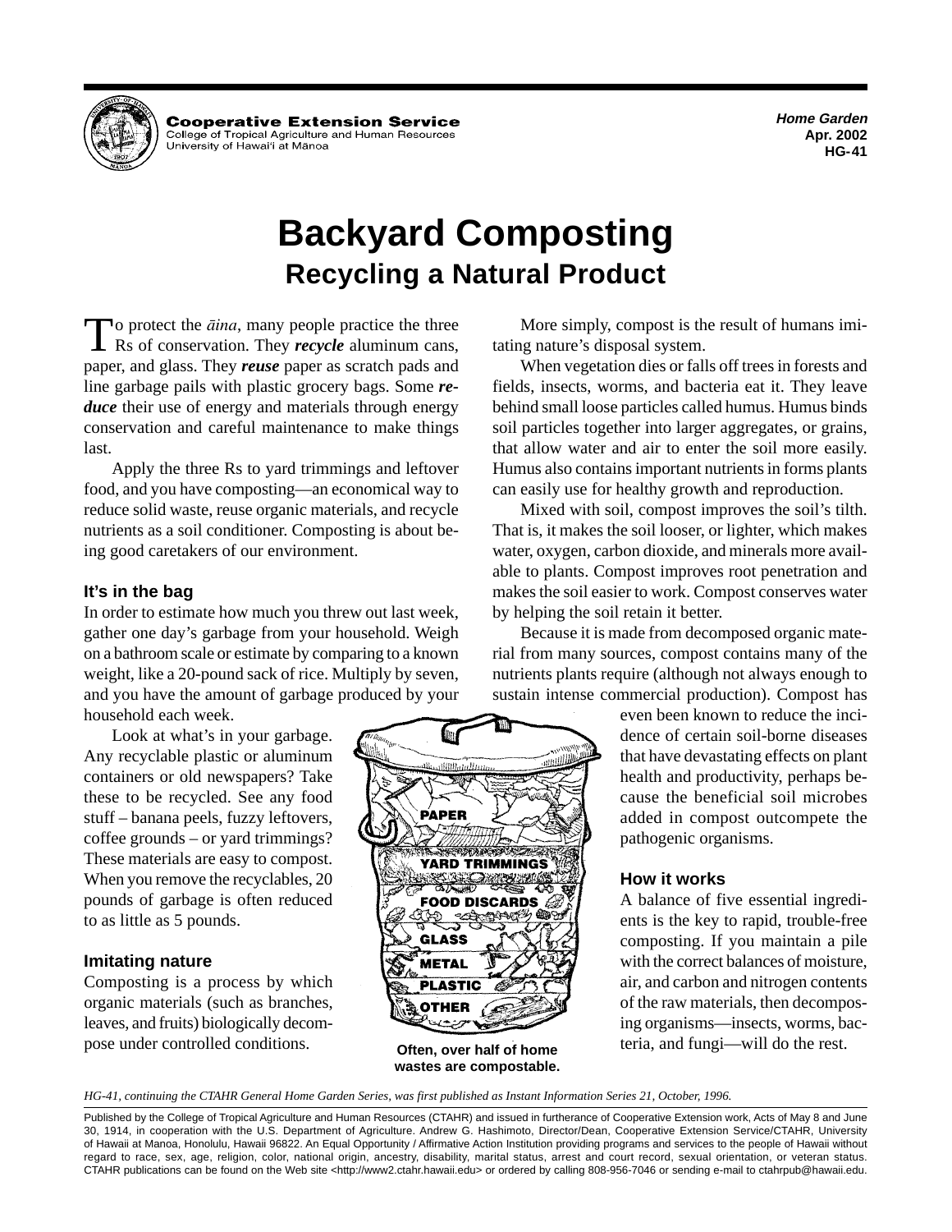Cooperative Extension Service
College of Tropical Agriculture and Human Resources
University of Hawai'i at Mānoa

*Home Garden*
**Apr. 2002**
**HG-41**

# Backyard Composting

## Recycling a Natural Product

To protect the *āina*, many people practice the three Rs of conservation. They ***recycle*** aluminum cans, paper, and glass. They ***reuse*** paper as scratch pads and line garbage pails with plastic grocery bags. Some ***reduce*** their use of energy and materials through energy conservation and careful maintenance to make things last.

Apply the three Rs to yard trimmings and leftover food, and you have composting—an economical way to reduce solid waste, reuse organic materials, and recycle nutrients as a soil conditioner. Composting is about being good caretakers of our environment.

### It's in the bag

In order to estimate how much you threw out last week, gather one day's garbage from your household. Weigh on a bathroom scale or estimate by comparing to a known weight, like a 20-pound sack of rice. Multiply by seven, and you have the amount of garbage produced by your household each week.

Look at what's in your garbage. Any recyclable plastic or aluminum containers or old newspapers? Take these to be recycled. See any food stuff – banana peels, fuzzy leftovers, coffee grounds – or yard trimmings? These materials are easy to compost. When you remove the recyclables, 20 pounds of garbage is often reduced to as little as 5 pounds.

### Imitating nature

Composting is a process by which organic materials (such as branches, leaves, and fruits) biologically decompose under controlled conditions.

More simply, compost is the result of humans imitating nature's disposal system.

When vegetation dies or falls off trees in forests and fields, insects, worms, and bacteria eat it. They leave behind small loose particles called humus. Humus binds soil particles together into larger aggregates, or grains, that allow water and air to enter the soil more easily. Humus also contains important nutrients in forms plants can easily use for healthy growth and reproduction.

Mixed with soil, compost improves the soil's tilth. That is, it makes the soil looser, or lighter, which makes water, oxygen, carbon dioxide, and minerals more available to plants. Compost improves root penetration and makes the soil easier to work. Compost conserves water by helping the soil retain it better.

Because it is made from decomposed organic material from many sources, compost contains many of the nutrients plants require (although not always enough to sustain intense commercial production). Compost has even been known to reduce the incidence of certain soil-borne diseases that have devastating effects on plant health and productivity, perhaps because the beneficial soil microbes added in compost outcompete the pathogenic organisms.

PAPER
YARD TRIMMINGS
FOOD DISCARDS
GLASS
METAL
PLASTIC
OTHER

**Often, over half of home wastes are compostable.**

### How it works

A balance of five essential ingredients is the key to rapid, trouble-free composting. If you maintain a pile with the correct balances of moisture, air, and carbon and nitrogen contents of the raw materials, then decomposing organisms—insects, worms, bacteria, and fungi—will do the rest.

*HG-41, continuing the CTAHR General Home Garden Series, was first published as Instant Information Series 21, October, 1996.*

Published by the College of Tropical Agriculture and Human Resources (CTAHR) and issued in furtherance of Cooperative Extension work, Acts of May 8 and June 30, 1914, in cooperation with the U.S. Department of Agriculture. Andrew G. Hashimoto, Director/Dean, Cooperative Extension Service/CTAHR, University of Hawaii at Manoa, Honolulu, Hawaii 96822. An Equal Opportunity / Affirmative Action Institution providing programs and services to the people of Hawaii without regard to race, sex, age, religion, color, national origin, ancestry, disability, marital status, arrest and court record, sexual orientation, or veteran status. CTAHR publications can be found on the Web site <http://www2.ctahr.hawaii.edu> or ordered by calling 808-956-7046 or sending e-mail to ctahrpub@hawaii.edu.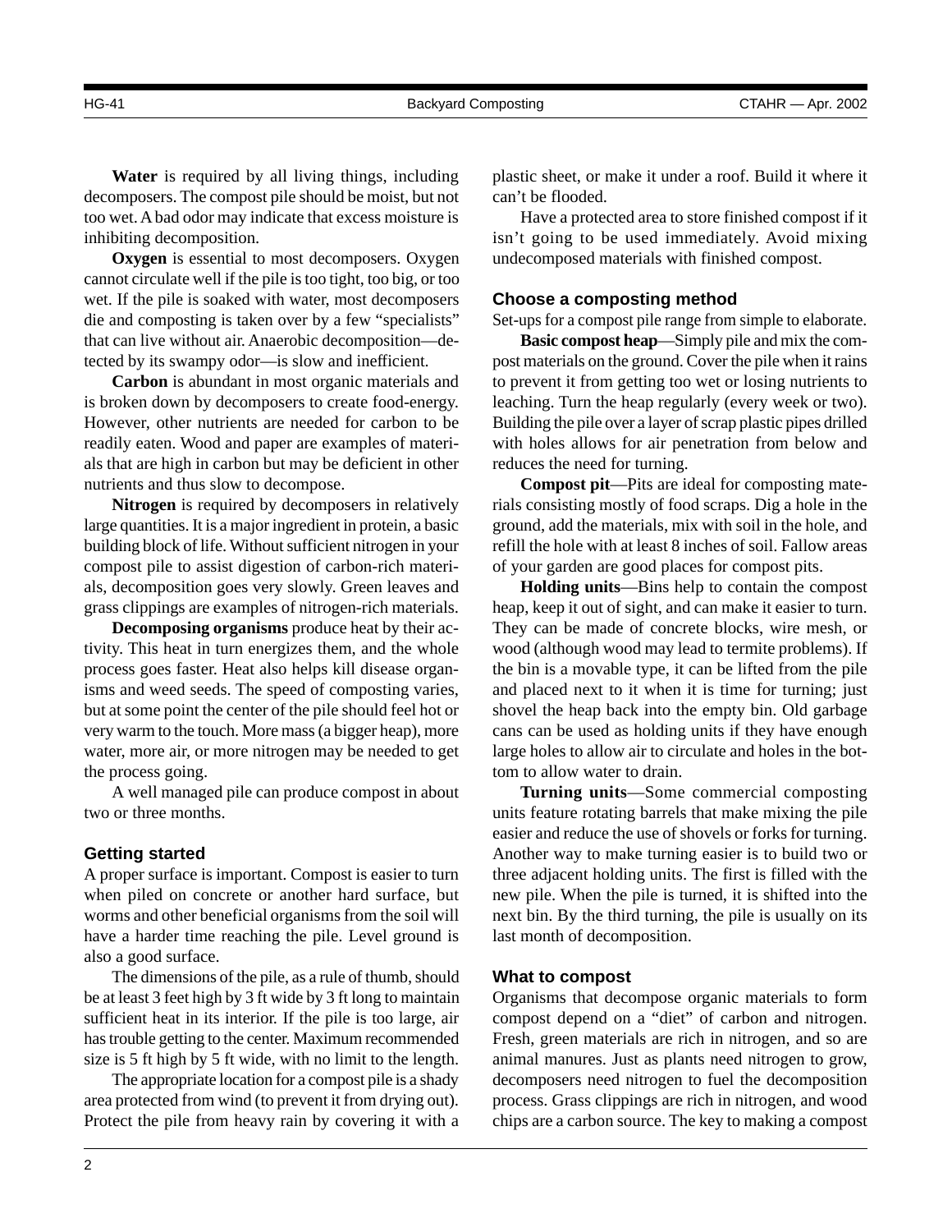**Water** is required by all living things, including decomposers. The compost pile should be moist, but not too wet. A bad odor may indicate that excess moisture is inhibiting decomposition.

**Oxygen** is essential to most decomposers. Oxygen cannot circulate well if the pile is too tight, too big, or too wet. If the pile is soaked with water, most decomposers die and composting is taken over by a few "specialists" that can live without air. Anaerobic decomposition—detected by its swampy odor—is slow and inefficient.

**Carbon** is abundant in most organic materials and is broken down by decomposers to create food-energy. However, other nutrients are needed for carbon to be readily eaten. Wood and paper are examples of materials that are high in carbon but may be deficient in other nutrients and thus slow to decompose.

**Nitrogen** is required by decomposers in relatively large quantities. It is a major ingredient in protein, a basic building block of life. Without sufficient nitrogen in your compost pile to assist digestion of carbon-rich materials, decomposition goes very slowly. Green leaves and grass clippings are examples of nitrogen-rich materials.

**Decomposing organisms** produce heat by their activity. This heat in turn energizes them, and the whole process goes faster. Heat also helps kill disease organisms and weed seeds. The speed of composting varies, but at some point the center of the pile should feel hot or very warm to the touch. More mass (a bigger heap), more water, more air, or more nitrogen may be needed to get the process going.

A well managed pile can produce compost in about two or three months.

### Getting started

A proper surface is important. Compost is easier to turn when piled on concrete or another hard surface, but worms and other beneficial organisms from the soil will have a harder time reaching the pile. Level ground is also a good surface.

The dimensions of the pile, as a rule of thumb, should be at least 3 feet high by 3 ft wide by 3 ft long to maintain sufficient heat in its interior. If the pile is too large, air has trouble getting to the center. Maximum recommended size is 5 ft high by 5 ft wide, with no limit to the length.

The appropriate location for a compost pile is a shady area protected from wind (to prevent it from drying out). Protect the pile from heavy rain by covering it with a plastic sheet, or make it under a roof. Build it where it can't be flooded.

Have a protected area to store finished compost if it isn't going to be used immediately. Avoid mixing undecomposed materials with finished compost.

### Choose a composting method

Set-ups for a compost pile range from simple to elaborate.

**Basic compost heap**—Simply pile and mix the compost materials on the ground. Cover the pile when it rains to prevent it from getting too wet or losing nutrients to leaching. Turn the heap regularly (every week or two). Building the pile over a layer of scrap plastic pipes drilled with holes allows for air penetration from below and reduces the need for turning.

**Compost pit**—Pits are ideal for composting materials consisting mostly of food scraps. Dig a hole in the ground, add the materials, mix with soil in the hole, and refill the hole with at least 8 inches of soil. Fallow areas of your garden are good places for compost pits.

**Holding units**—Bins help to contain the compost heap, keep it out of sight, and can make it easier to turn. They can be made of concrete blocks, wire mesh, or wood (although wood may lead to termite problems). If the bin is a movable type, it can be lifted from the pile and placed next to it when it is time for turning; just shovel the heap back into the empty bin. Old garbage cans can be used as holding units if they have enough large holes to allow air to circulate and holes in the bottom to allow water to drain.

**Turning units**—Some commercial composting units feature rotating barrels that make mixing the pile easier and reduce the use of shovels or forks for turning. Another way to make turning easier is to build two or three adjacent holding units. The first is filled with the new pile. When the pile is turned, it is shifted into the next bin. By the third turning, the pile is usually on its last month of decomposition.

### What to compost

Organisms that decompose organic materials to form compost depend on a "diet" of carbon and nitrogen. Fresh, green materials are rich in nitrogen, and so are animal manures. Just as plants need nitrogen to grow, decomposers need nitrogen to fuel the decomposition process. Grass clippings are rich in nitrogen, and wood chips are a carbon source. The key to making a compost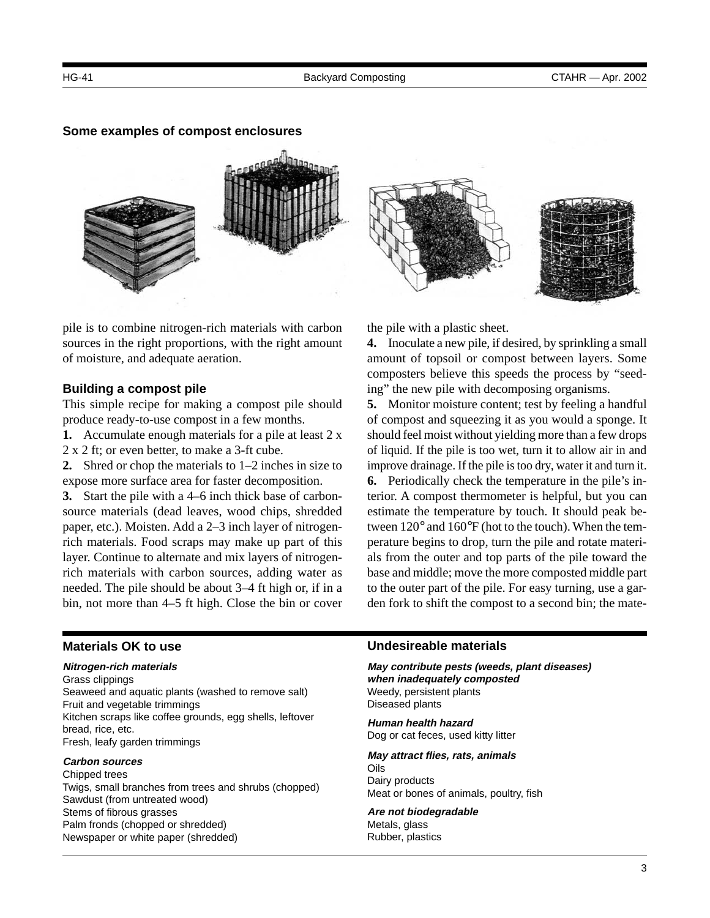**Some examples of compost enclosures**

pile is to combine nitrogen-rich materials with carbon sources in the right proportions, with the right amount of moisture, and adequate aeration.

### Building a compost pile

This simple recipe for making a compost pile should produce ready-to-use compost in a few months.

**1.** Accumulate enough materials for a pile at least 2 x 2 x 2 ft; or even better, to make a 3-ft cube.

**2.** Shred or chop the materials to 1–2 inches in size to expose more surface area for faster decomposition.

**3.** Start the pile with a 4–6 inch thick base of carbon-source materials (dead leaves, wood chips, shredded paper, etc.). Moisten. Add a 2–3 inch layer of nitrogen-rich materials. Food scraps may make up part of this layer. Continue to alternate and mix layers of nitrogen-rich materials with carbon sources, adding water as needed. The pile should be about 3–4 ft high or, if in a bin, not more than 4–5 ft high. Close the bin or cover the pile with a plastic sheet.

**4.** Inoculate a new pile, if desired, by sprinkling a small amount of topsoil or compost between layers. Some composters believe this speeds the process by "seeding" the new pile with decomposing organisms.

**5.** Monitor moisture content; test by feeling a handful of compost and squeezing it as you would a sponge. It should feel moist without yielding more than a few drops of liquid. If the pile is too wet, turn it to allow air in and improve drainage. If the pile is too dry, water it and turn it.

**6.** Periodically check the temperature in the pile's interior. A compost thermometer is helpful, but you can estimate the temperature by touch. It should peak between 120° and 160°F (hot to the touch). When the temperature begins to drop, turn the pile and rotate materials from the outer and top parts of the pile toward the base and middle; move the more composted middle part to the outer part of the pile. For easy turning, use a garden fork to shift the compost to a second bin; the mate-

### Materials OK to use

***Nitrogen-rich materials***

Grass clippings
Seaweed and aquatic plants (washed to remove salt)
Fruit and vegetable trimmings
Kitchen scraps like coffee grounds, egg shells, leftover bread, rice, etc.
Fresh, leafy garden trimmings

***Carbon sources***

Chipped trees
Twigs, small branches from trees and shrubs (chopped)
Sawdust (from untreated wood)
Stems of fibrous grasses
Palm fronds (chopped or shredded)
Newspaper or white paper (shredded)

### Undesireable materials

***May contribute pests (weeds, plant diseases) when inadequately composted***

Weedy, persistent plants
Diseased plants

***Human health hazard***

Dog or cat feces, used kitty litter

***May attract flies, rats, animals***

Oils
Dairy products
Meat or bones of animals, poultry, fish

***Are not biodegradable***

Metals, glass
Rubber, plastics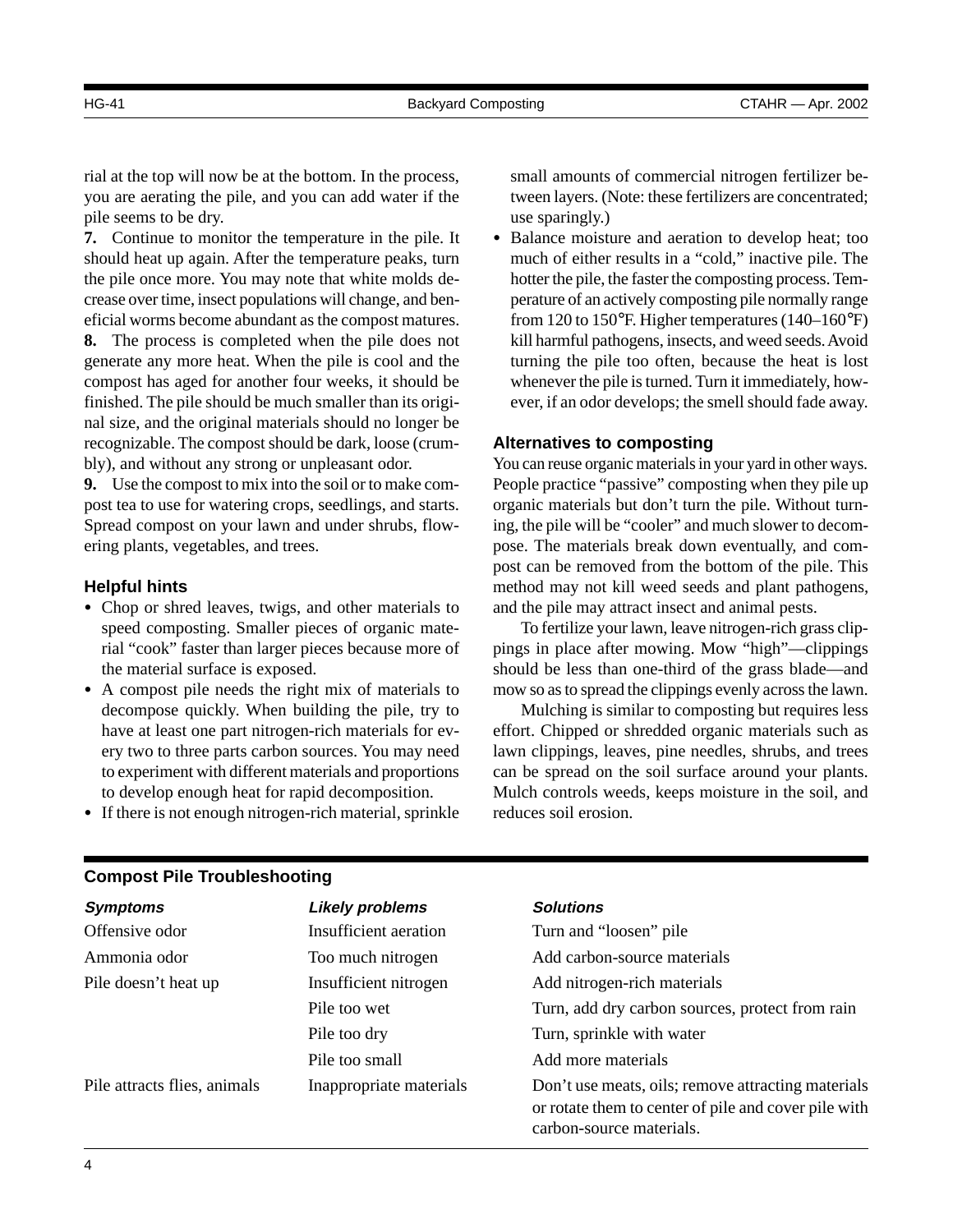rial at the top will now be at the bottom. In the process, you are aerating the pile, and you can add water if the pile seems to be dry.

**7.** Continue to monitor the temperature in the pile. It should heat up again. After the temperature peaks, turn the pile once more. You may note that white molds decrease over time, insect populations will change, and beneficial worms become abundant as the compost matures.

**8.** The process is completed when the pile does not generate any more heat. When the pile is cool and the compost has aged for another four weeks, it should be finished. The pile should be much smaller than its original size, and the original materials should no longer be recognizable. The compost should be dark, loose (crumbly), and without any strong or unpleasant odor.

**9.** Use the compost to mix into the soil or to make compost tea to use for watering crops, seedlings, and starts. Spread compost on your lawn and under shrubs, flowering plants, vegetables, and trees.

### Helpful hints

- Chop or shred leaves, twigs, and other materials to speed composting. Smaller pieces of organic material "cook" faster than larger pieces because more of the material surface is exposed.
- A compost pile needs the right mix of materials to decompose quickly. When building the pile, try to have at least one part nitrogen-rich materials for every two to three parts carbon sources. You may need to experiment with different materials and proportions to develop enough heat for rapid decomposition.
- If there is not enough nitrogen-rich material, sprinkle small amounts of commercial nitrogen fertilizer between layers. (Note: these fertilizers are concentrated; use sparingly.)
- Balance moisture and aeration to develop heat; too much of either results in a "cold," inactive pile. The hotter the pile, the faster the composting process. Temperature of an actively composting pile normally range from 120 to 150°F. Higher temperatures (140–160°F) kill harmful pathogens, insects, and weed seeds. Avoid turning the pile too often, because the heat is lost whenever the pile is turned. Turn it immediately, however, if an odor develops; the smell should fade away.

### Alternatives to composting

You can reuse organic materials in your yard in other ways. People practice "passive" composting when they pile up organic materials but don't turn the pile. Without turning, the pile will be "cooler" and much slower to decompose. The materials break down eventually, and compost can be removed from the bottom of the pile. This method may not kill weed seeds and plant pathogens, and the pile may attract insect and animal pests.

To fertilize your lawn, leave nitrogen-rich grass clippings in place after mowing. Mow "high"—clippings should be less than one-third of the grass blade—and mow so as to spread the clippings evenly across the lawn.

Mulching is similar to composting but requires less effort. Chipped or shredded organic materials such as lawn clippings, leaves, pine needles, shrubs, and trees can be spread on the soil surface around your plants. Mulch controls weeds, keeps moisture in the soil, and reduces soil erosion.

### Compost Pile Troubleshooting

| ***Symptoms*** | ***Likely problems*** | ***Solutions*** |
|---|---|---|
| Offensive odor | Insufficient aeration | Turn and "loosen" pile |
| Ammonia odor | Too much nitrogen | Add carbon-source materials |
| Pile doesn't heat up | Insufficient nitrogen | Add nitrogen-rich materials |
| | Pile too wet | Turn, add dry carbon sources, protect from rain |
| | Pile too dry | Turn, sprinkle with water |
| | Pile too small | Add more materials |
| Pile attracts flies, animals | Inappropriate materials | Don't use meats, oils; remove attracting materials or rotate them to center of pile and cover pile with carbon-source materials. |